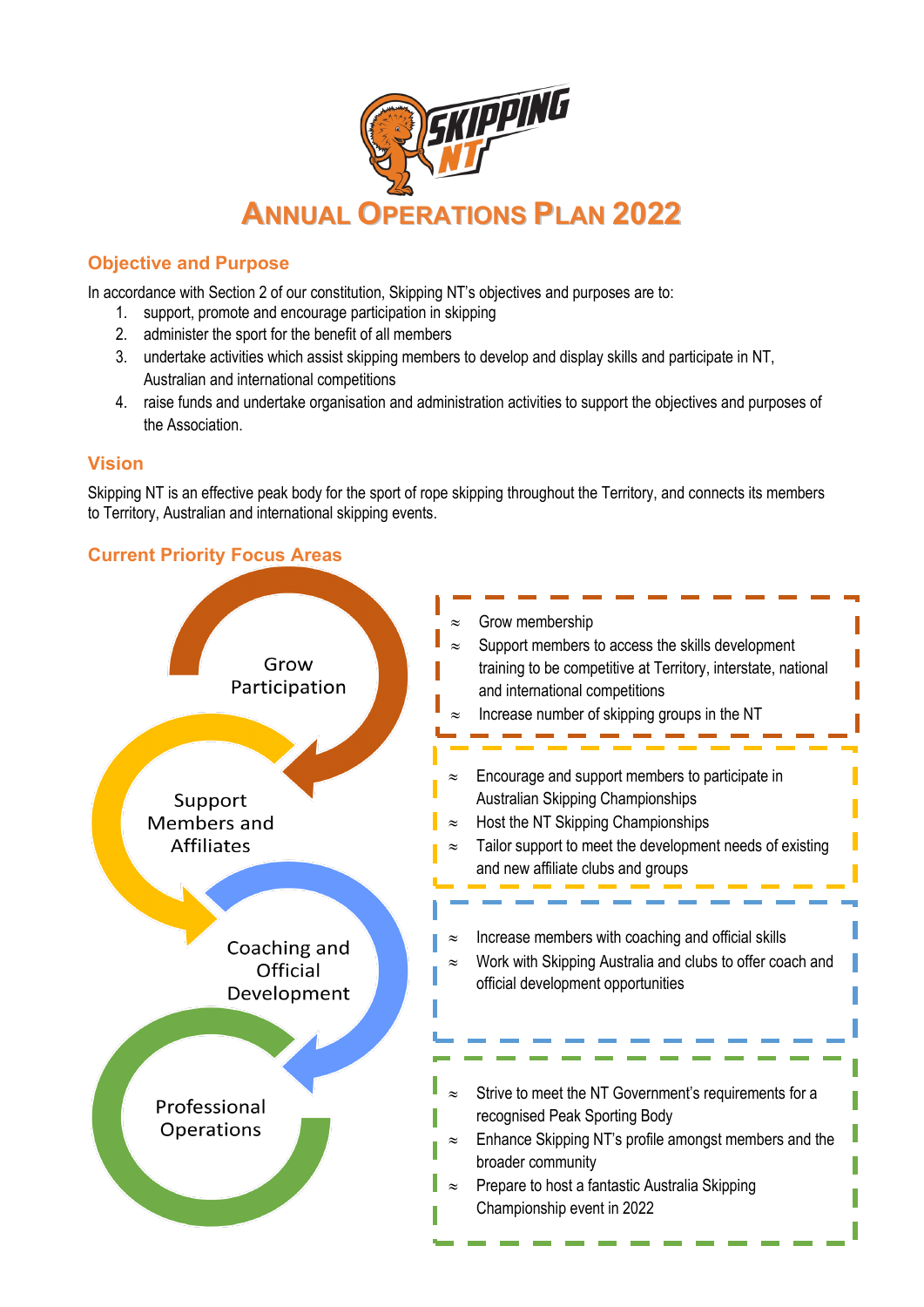# ANNUAL OPERATIONS PLAN 2022

## Objective and Purpose

In accordance with Section 2 of our constitution, Skipping NT's objectives and purposes are to:

1. support, promote and encourage participation in skipping
2. administer the sport for the benefit of all members
3. undertake activities which assist skipping members to develop and display skills and participate in NT, Australian and international competitions
4. raise funds and undertake organisation and administration activities to support the objectives and purposes of the Association.

## Vision

Skipping NT is an effective peak body for the sport of rope skipping throughout the Territory, and connects its members to Territory, Australian and international skipping events.

## Current Priority Focus Areas

### Grow Participation

- Grow membership
- Support members to access the skills development training to be competitive at Territory, interstate, national and international competitions
- Increase number of skipping groups in the NT

### Support Members and Affiliates

- Encourage and support members to participate in Australian Skipping Championships
- Host the NT Skipping Championships
- Tailor support to meet the development needs of existing and new affiliate clubs and groups

### Coaching and Official Development

- Increase members with coaching and official skills
- Work with Skipping Australia and clubs to offer coach and official development opportunities

### Professional Operations

- Strive to meet the NT Government's requirements for a recognised Peak Sporting Body
- Enhance Skipping NT's profile amongst members and the broader community
- Prepare to host a fantastic Australia Skipping Championship event in 2022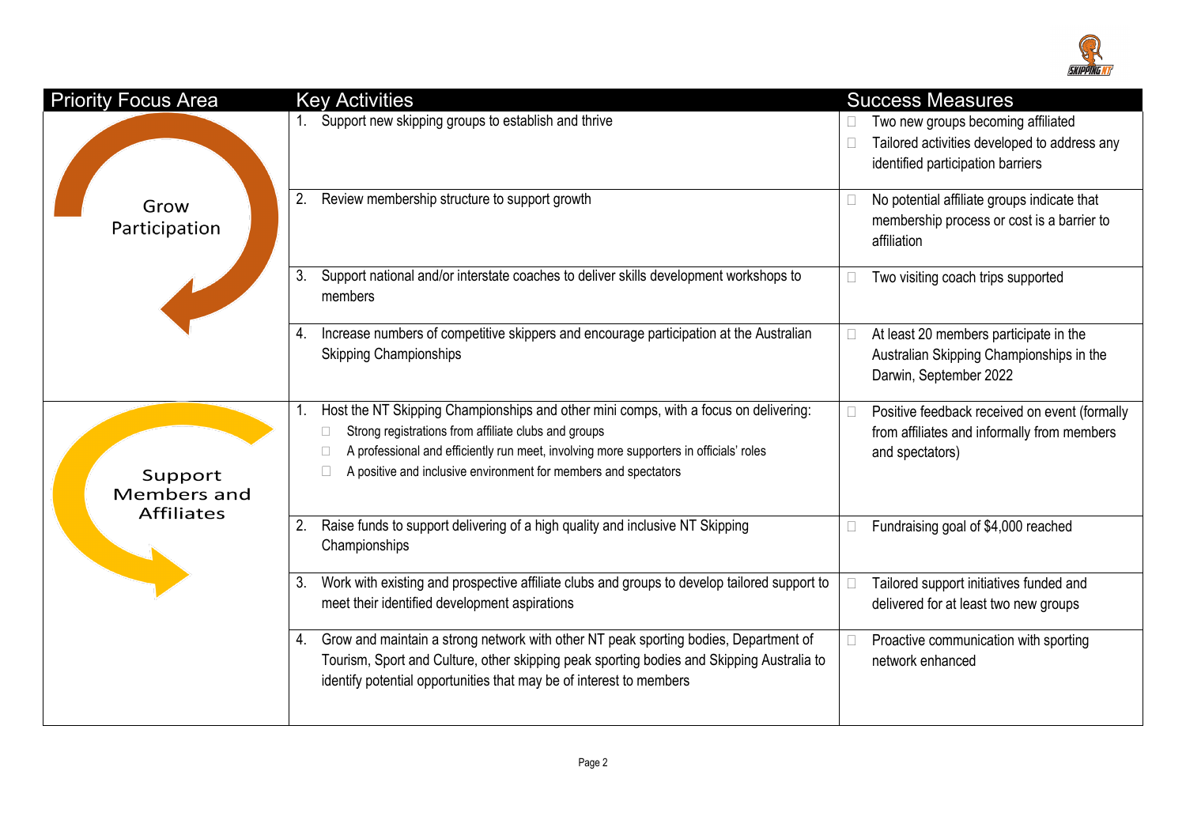| Priority Focus Area | Key Activities | Success Measures |
|---|---|---|
| Grow Participation | 1. Support new skipping groups to establish and thrive | Two new groups becoming affiliated<br>Tailored activities developed to address any identified participation barriers |
| | 2. Review membership structure to support growth | No potential affiliate groups indicate that membership process or cost is a barrier to affiliation |
| | 3. Support national and/or interstate coaches to deliver skills development workshops to members | Two visiting coach trips supported |
| | 4. Increase numbers of competitive skippers and encourage participation at the Australian Skipping Championships | At least 20 members participate in the Australian Skipping Championships in the Darwin, September 2022 |
| Support Members and Affiliates | 1. Host the NT Skipping Championships and other mini comps, with a focus on delivering:<br>- Strong registrations from affiliate clubs and groups<br>- A professional and efficiently run meet, involving more supporters in officials' roles<br>- A positive and inclusive environment for members and spectators | Positive feedback received on event (formally from affiliates and informally from members and spectators) |
| | 2. Raise funds to support delivering of a high quality and inclusive NT Skipping Championships | Fundraising goal of $4,000 reached |
| | 3. Work with existing and prospective affiliate clubs and groups to develop tailored support to meet their identified development aspirations | Tailored support initiatives funded and delivered for at least two new groups |
| | 4. Grow and maintain a strong network with other NT peak sporting bodies, Department of Tourism, Sport and Culture, other skipping peak sporting bodies and Skipping Australia to identify potential opportunities that may be of interest to members | Proactive communication with sporting network enhanced |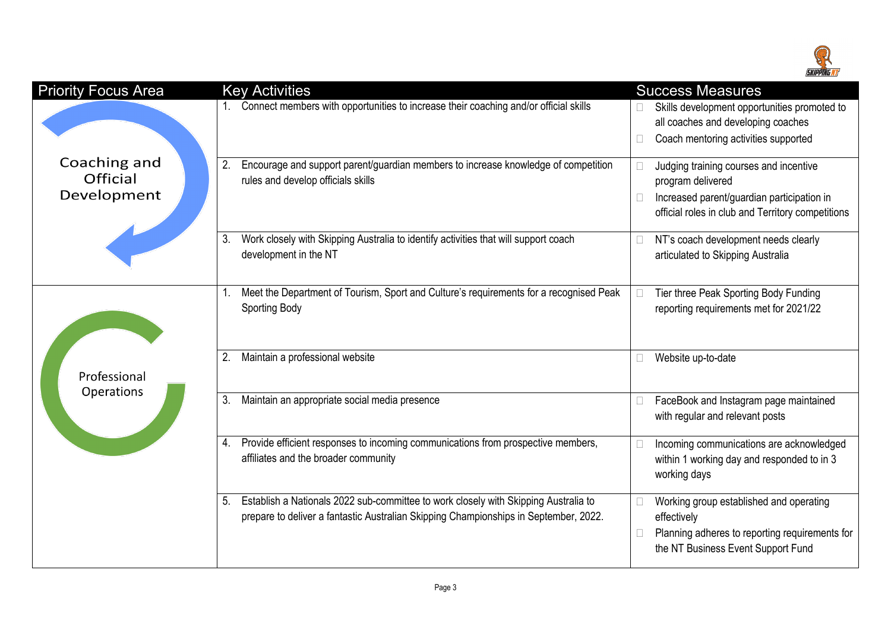| Priority Focus Area | Key Activities | Success Measures |
|---|---|---|
| Coaching and Official Development | 1. Connect members with opportunities to increase their coaching and/or official skills | Skills development opportunities promoted to all coaches and developing coaches<br>Coach mentoring activities supported |
| | 2. Encourage and support parent/guardian members to increase knowledge of competition rules and develop officials skills | Judging training courses and incentive program delivered<br>Increased parent/guardian participation in official roles in club and Territory competitions |
| | 3. Work closely with Skipping Australia to identify activities that will support coach development in the NT | NT's coach development needs clearly articulated to Skipping Australia |
| Professional Operations | 1. Meet the Department of Tourism, Sport and Culture's requirements for a recognised Peak Sporting Body | Tier three Peak Sporting Body Funding reporting requirements met for 2021/22 |
| | 2. Maintain a professional website | Website up-to-date |
| | 3. Maintain an appropriate social media presence | FaceBook and Instagram page maintained with regular and relevant posts |
| | 4. Provide efficient responses to incoming communications from prospective members, affiliates and the broader community | Incoming communications are acknowledged within 1 working day and responded to in 3 working days |
| | 5. Establish a Nationals 2022 sub-committee to work closely with Skipping Australia to prepare to deliver a fantastic Australian Skipping Championships in September, 2022. | Working group established and operating effectively<br>Planning adheres to reporting requirements for the NT Business Event Support Fund |